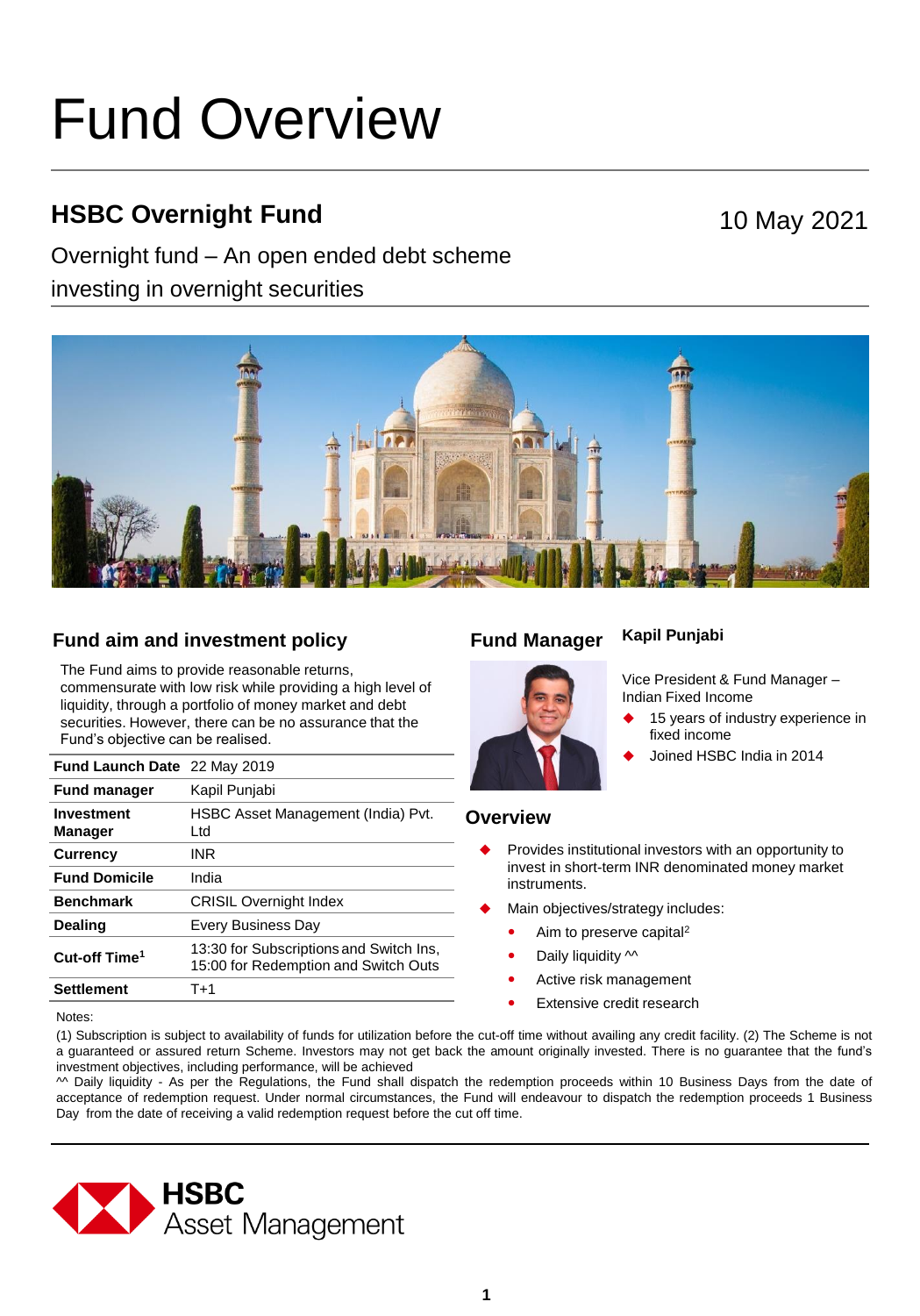# Fund Overview

## HSBC Overnight Fund

10 May 2021

Overnight fund – An open ended debt scheme investing in overnight securities

### Fund aim and investment policy

The Fund aims to provide reasonable returns, commensurate with low risk while providing a high level of liquidity, through a portfolio of money market and debt securities. However, there can be no assurance that the Fund's objective can be realised.

| | |
|---|---|
| **Fund Launch Date** | 22 May 2019 |
| **Fund manager** | Kapil Punjabi |
| **Investment Manager** | HSBC Asset Management (India) Pvt. Ltd |
| **Currency** | INR |
| **Fund Domicile** | India |
| **Benchmark** | CRISIL Overnight Index |
| **Dealing** | Every Business Day |
| **Cut-off Time[1]** | 13:30 for Subscriptions and Switch Ins, 15:00 for Redemption and Switch Outs |
| **Settlement** | T+1 |

### Fund Manager

**Kapil Punjabi**

Vice President & Fund Manager – Indian Fixed Income

- 15 years of industry experience in fixed income
- Joined HSBC India in 2014

### Overview

- Provides institutional investors with an opportunity to invest in short-term INR denominated money market instruments.
- Main objectives/strategy includes:
  - Aim to preserve capital[2]
  - Daily liquidity ^^
  - Active risk management
  - Extensive credit research

Notes:

(1) Subscription is subject to availability of funds for utilization before the cut-off time without availing any credit facility. (2) The Scheme is not a guaranteed or assured return Scheme. Investors may not get back the amount originally invested. There is no guarantee that the fund's investment objectives, including performance, will be achieved

^^ Daily liquidity - As per the Regulations, the Fund shall dispatch the redemption proceeds within 10 Business Days from the date of acceptance of redemption request. Under normal circumstances, the Fund will endeavour to dispatch the redemption proceeds 1 Business Day from the date of receiving a valid redemption request before the cut off time.

HSBC Asset Management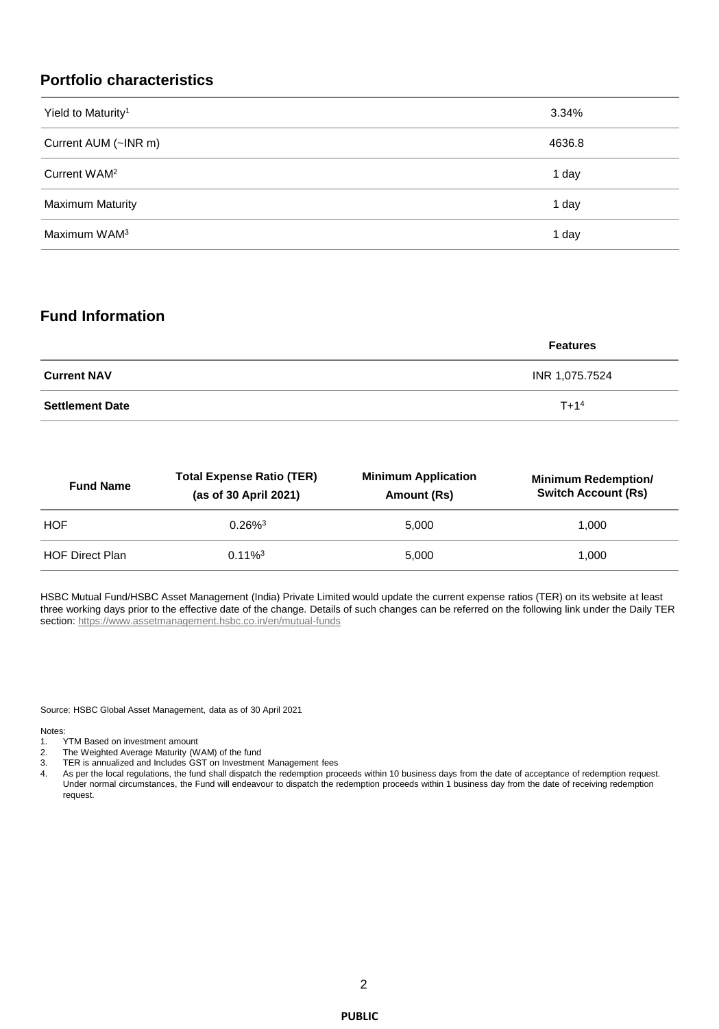## Portfolio characteristics

| | |
|---|---|
| Yield to Maturity[1] | 3.34% |
| Current AUM (~INR m) | 4636.8 |
| Current WAM[2] | 1 day |
| Maximum Maturity | 1 day |
| Maximum WAM[3] | 1 day |

## Fund Information

| | Features |
|---|---|
| **Current NAV** | INR 1,075.7524 |
| **Settlement Date** | T+1[4] |

| Fund Name | Total Expense Ratio (TER) (as of 30 April 2021) | Minimum Application Amount (Rs) | Minimum Redemption/ Switch Account (Rs) |
|---|---|---|---|
| HOF | 0.26%[3] | 5,000 | 1,000 |
| HOF Direct Plan | 0.11%[3] | 5,000 | 1,000 |

HSBC Mutual Fund/HSBC Asset Management (India) Private Limited would update the current expense ratios (TER) on its website at least three working days prior to the effective date of the change. Details of such changes can be referred on the following link under the Daily TER section: https://www.assetmanagement.hsbc.co.in/en/mutual-funds

Source: HSBC Global Asset Management, data as of 30 April 2021

Notes:

1. YTM Based on investment amount
2. The Weighted Average Maturity (WAM) of the fund
3. TER is annualized and Includes GST on Investment Management fees
4. As per the local regulations, the fund shall dispatch the redemption proceeds within 10 business days from the date of acceptance of redemption request. Under normal circumstances, the Fund will endeavour to dispatch the redemption proceeds within 1 business day from the date of receiving redemption request.

**PUBLIC**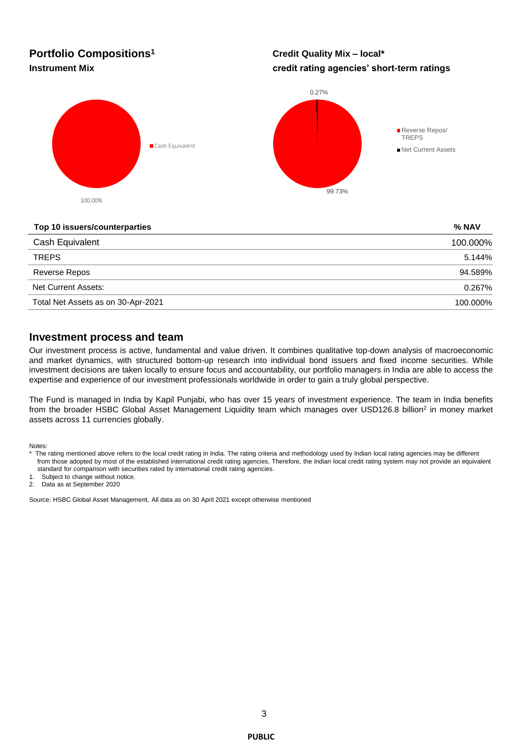## Portfolio Compositions[1]

### Instrument Mix

Cash Equivalent

100.00%

### Credit Quality Mix – local* credit rating agencies' short-term ratings

Reverse Repos/ TREPS — 99.73%

Net Current Assets — 0.27%

| Top 10 issuers/counterparties | % NAV |
|---|---|
| Cash Equivalent | 100.000% |
| TREPS | 5.144% |
| Reverse Repos | 94.589% |
| Net Current Assets: | 0.267% |
| Total Net Assets as on 30-Apr-2021 | 100.000% |

## Investment process and team

Our investment process is active, fundamental and value driven. It combines qualitative top-down analysis of macroeconomic and market dynamics, with structured bottom-up research into individual bond issuers and fixed income securities. While investment decisions are taken locally to ensure focus and accountability, our portfolio managers in India are able to access the expertise and experience of our investment professionals worldwide in order to gain a truly global perspective.

The Fund is managed in India by Kapil Punjabi, who has over 15 years of investment experience. The team in India benefits from the broader HSBC Global Asset Management Liquidity team which manages over USD126.8 billion[2] in money market assets across 11 currencies globally.

Notes:

* The rating mentioned above refers to the local credit rating in India. The rating criteria and methodology used by Indian local rating agencies may be different from those adopted by most of the established international credit rating agencies. Therefore, the Indian local credit rating system may not provide an equivalent standard for comparison with securities rated by international credit rating agencies.

1. Subject to change without notice.
2. Data as at September 2020

Source: HSBC Global Asset Management, All data as on 30 April 2021 except otherwise mentioned

PUBLIC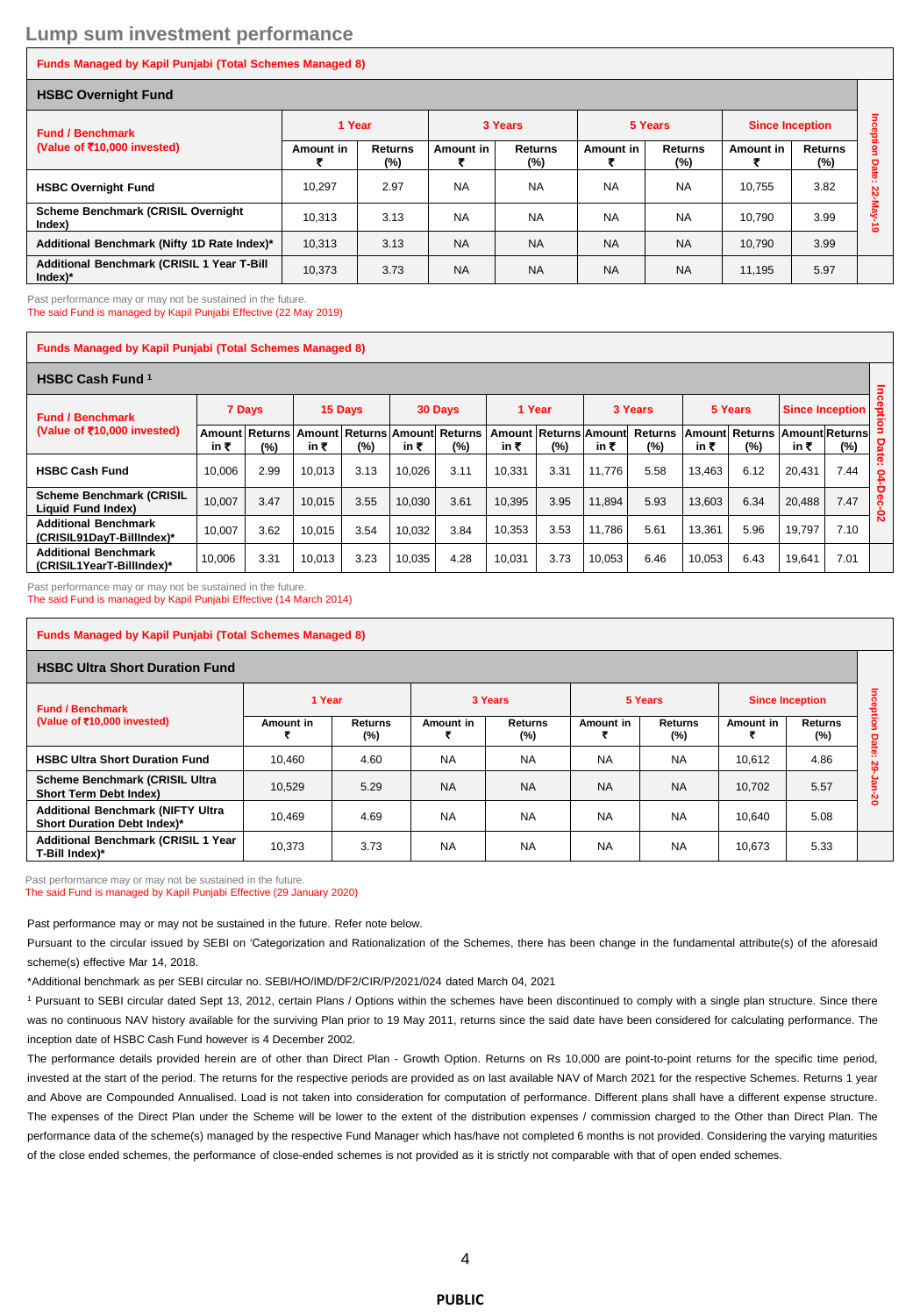## Lump sum investment performance

**Funds Managed by Kapil Punjabi (Total Schemes Managed 8)**

### HSBC Overnight Fund

| Fund / Benchmark (Value of ₹10,000 invested) | 1 Year | | 3 Years | | 5 Years | | Since Inception | | Inception Date: 22-May-19 |
|---|---|---|---|---|---|---|---|---|---|
| | Amount in ₹ | Returns (%) | Amount in ₹ | Returns (%) | Amount in ₹ | Returns (%) | Amount in ₹ | Returns (%) | |
| HSBC Overnight Fund | 10,297 | 2.97 | NA | NA | NA | NA | 10,755 | 3.82 | |
| Scheme Benchmark (CRISIL Overnight Index) | 10,313 | 3.13 | NA | NA | NA | NA | 10,790 | 3.99 | |
| Additional Benchmark (Nifty 1D Rate Index)* | 10,313 | 3.13 | NA | NA | NA | NA | 10,790 | 3.99 | |
| Additional Benchmark (CRISIL 1 Year T-Bill Index)* | 10,373 | 3.73 | NA | NA | NA | NA | 11,195 | 5.97 | |

Past performance may or may not be sustained in the future.
The said Fund is managed by Kapil Punjabi Effective (22 May 2019)

**Funds Managed by Kapil Punjabi (Total Schemes Managed 8)**

### HSBC Cash Fund [1]

| Fund / Benchmark (Value of ₹10,000 invested) | 7 Days | | 15 Days | | 30 Days | | 1 Year | | 3 Years | | 5 Years | | Since Inception | | Inception Date: 04-Dec-02 |
|---|---|---|---|---|---|---|---|---|---|---|---|---|---|---|---|
| | Amount in ₹ | Returns (%) | Amount in ₹ | Returns (%) | Amount in ₹ | Returns (%) | Amount in ₹ | Returns (%) | Amount in ₹ | Returns (%) | Amount in ₹ | Returns (%) | Amount in ₹ | Returns (%) | |
| HSBC Cash Fund | 10,006 | 2.99 | 10,013 | 3.13 | 10,026 | 3.11 | 10,331 | 3.31 | 11,776 | 5.58 | 13,463 | 6.12 | 20,431 | 7.44 | |
| Scheme Benchmark (CRISIL Liquid Fund Index) | 10,007 | 3.47 | 10,015 | 3.55 | 10,030 | 3.61 | 10,395 | 3.95 | 11,894 | 5.93 | 13,603 | 6.34 | 20,488 | 7.47 | |
| Additional Benchmark (CRISIL91DayT-BillIndex)* | 10,007 | 3.62 | 10,015 | 3.54 | 10,032 | 3.84 | 10,353 | 3.53 | 11,786 | 5.61 | 13,361 | 5.96 | 19,797 | 7.10 | |
| Additional Benchmark (CRISIL1YearT-BillIndex)* | 10,006 | 3.31 | 10,013 | 3.23 | 10,035 | 4.28 | 10,031 | 3.73 | 10,053 | 6.46 | 10,053 | 6.43 | 19,641 | 7.01 | |

Past performance may or may not be sustained in the future.
The said Fund is managed by Kapil Punjabi Effective (14 March 2014)

**Funds Managed by Kapil Punjabi (Total Schemes Managed 8)**

### HSBC Ultra Short Duration Fund

| Fund / Benchmark (Value of ₹10,000 invested) | 1 Year | | 3 Years | | 5 Years | | Since Inception | | Inception Date: 29-Jan-20 |
|---|---|---|---|---|---|---|---|---|---|
| | Amount in ₹ | Returns (%) | Amount in ₹ | Returns (%) | Amount in ₹ | Returns (%) | Amount in ₹ | Returns (%) | |
| HSBC Ultra Short Duration Fund | 10,460 | 4.60 | NA | NA | NA | NA | 10,612 | 4.86 | |
| Scheme Benchmark (CRISIL Ultra Short Term Debt Index) | 10,529 | 5.29 | NA | NA | NA | NA | 10,702 | 5.57 | |
| Additional Benchmark (NIFTY Ultra Short Duration Debt Index)* | 10,469 | 4.69 | NA | NA | NA | NA | 10,640 | 5.08 | |
| Additional Benchmark (CRISIL 1 Year T-Bill Index)* | 10,373 | 3.73 | NA | NA | NA | NA | 10,673 | 5.33 | |

Past performance may or may not be sustained in the future.
The said Fund is managed by Kapil Punjabi Effective (29 January 2020)

Past performance may or may not be sustained in the future. Refer note below.

Pursuant to the circular issued by SEBI on 'Categorization and Rationalization of the Schemes, there has been change in the fundamental attribute(s) of the aforesaid scheme(s) effective Mar 14, 2018.

*Additional benchmark as per SEBI circular no. SEBI/HO/IMD/DF2/CIR/P/2021/024 dated March 04, 2021

[1] Pursuant to SEBI circular dated Sept 13, 2012, certain Plans / Options within the schemes have been discontinued to comply with a single plan structure. Since there was no continuous NAV history available for the surviving Plan prior to 19 May 2011, returns since the said date have been considered for calculating performance. The inception date of HSBC Cash Fund however is 4 December 2002.

The performance details provided herein are of other than Direct Plan - Growth Option. Returns on Rs 10,000 are point-to-point returns for the specific time period, invested at the start of the period. The returns for the respective periods are provided as on last available NAV of March 2021 for the respective Schemes. Returns 1 year and Above are Compounded Annualised. Load is not taken into consideration for computation of performance. Different plans shall have a different expense structure. The expenses of the Direct Plan under the Scheme will be lower to the extent of the distribution expenses / commission charged to the Other than Direct Plan. The performance data of the scheme(s) managed by the respective Fund Manager which has/have not completed 6 months is not provided. Considering the varying maturities of the close ended schemes, the performance of close-ended schemes is not provided as it is strictly not comparable with that of open ended schemes.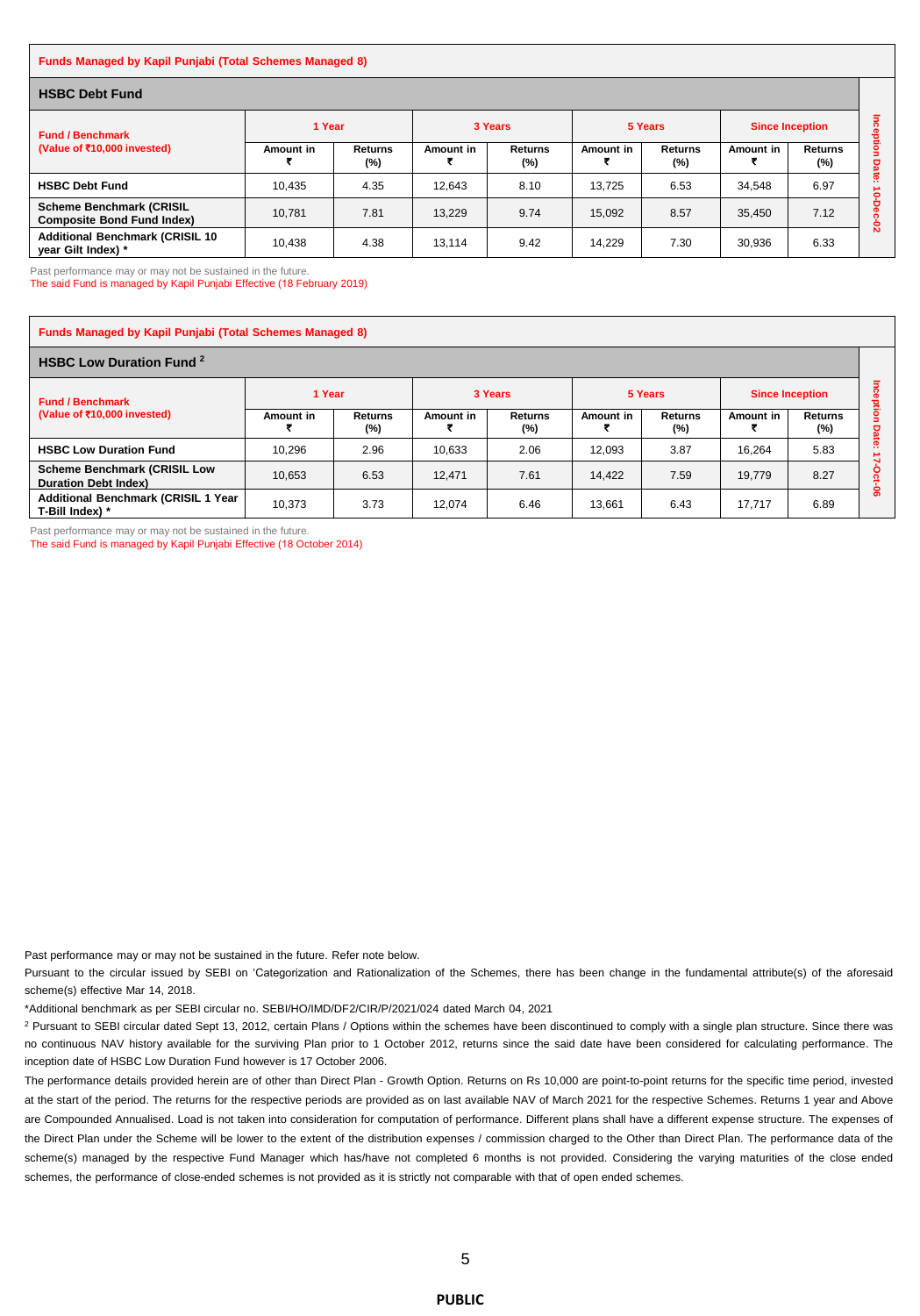**Funds Managed by Kapil Punjabi (Total Schemes Managed 8)**

### HSBC Debt Fund

| Fund / Benchmark (Value of ₹10,000 invested) | 1 Year | | 3 Years | | 5 Years | | Since Inception | | Inception Date: 10-Dec-02 |
|---|---|---|---|---|---|---|---|---|---|
| | Amount in ₹ | Returns (%) | Amount in ₹ | Returns (%) | Amount in ₹ | Returns (%) | Amount in ₹ | Returns (%) | |
| HSBC Debt Fund | 10,435 | 4.35 | 12,643 | 8.10 | 13,725 | 6.53 | 34,548 | 6.97 | |
| Scheme Benchmark (CRISIL Composite Bond Fund Index) | 10,781 | 7.81 | 13,229 | 9.74 | 15,092 | 8.57 | 35,450 | 7.12 | |
| Additional Benchmark (CRISIL 10 year Gilt Index) * | 10,438 | 4.38 | 13,114 | 9.42 | 14,229 | 7.30 | 30,936 | 6.33 | |

Past performance may or may not be sustained in the future.
The said Fund is managed by Kapil Punjabi Effective (18 February 2019)

**Funds Managed by Kapil Punjabi (Total Schemes Managed 8)**

### HSBC Low Duration Fund [2]

| Fund / Benchmark (Value of ₹10,000 invested) | 1 Year | | 3 Years | | 5 Years | | Since Inception | | Inception Date: 17-Oct-06 |
|---|---|---|---|---|---|---|---|---|---|
| | Amount in ₹ | Returns (%) | Amount in ₹ | Returns (%) | Amount in ₹ | Returns (%) | Amount in ₹ | Returns (%) | |
| HSBC Low Duration Fund | 10,296 | 2.96 | 10,633 | 2.06 | 12,093 | 3.87 | 16,264 | 5.83 | |
| Scheme Benchmark (CRISIL Low Duration Debt Index) | 10,653 | 6.53 | 12,471 | 7.61 | 14,422 | 7.59 | 19,779 | 8.27 | |
| Additional Benchmark (CRISIL 1 Year T-Bill Index) * | 10,373 | 3.73 | 12,074 | 6.46 | 13,661 | 6.43 | 17,717 | 6.89 | |

Past performance may or may not be sustained in the future.
The said Fund is managed by Kapil Punjabi Effective (18 October 2014)

Past performance may or may not be sustained in the future. Refer note below.

Pursuant to the circular issued by SEBI on 'Categorization and Rationalization of the Schemes, there has been change in the fundamental attribute(s) of the aforesaid scheme(s) effective Mar 14, 2018.

*Additional benchmark as per SEBI circular no. SEBI/HO/IMD/DF2/CIR/P/2021/024 dated March 04, 2021

[2] Pursuant to SEBI circular dated Sept 13, 2012, certain Plans / Options within the schemes have been discontinued to comply with a single plan structure. Since there was no continuous NAV history available for the surviving Plan prior to 1 October 2012, returns since the said date have been considered for calculating performance. The inception date of HSBC Low Duration Fund however is 17 October 2006.

The performance details provided herein are of other than Direct Plan - Growth Option. Returns on Rs 10,000 are point-to-point returns for the specific time period, invested at the start of the period. The returns for the respective periods are provided as on last available NAV of March 2021 for the respective Schemes. Returns 1 year and Above are Compounded Annualised. Load is not taken into consideration for computation of performance. Different plans shall have a different expense structure. The expenses of the Direct Plan under the Scheme will be lower to the extent of the distribution expenses / commission charged to the Other than Direct Plan. The performance data of the scheme(s) managed by the respective Fund Manager which has/have not completed 6 months is not provided. Considering the varying maturities of the close ended schemes, the performance of close-ended schemes is not provided as it is strictly not comparable with that of open ended schemes.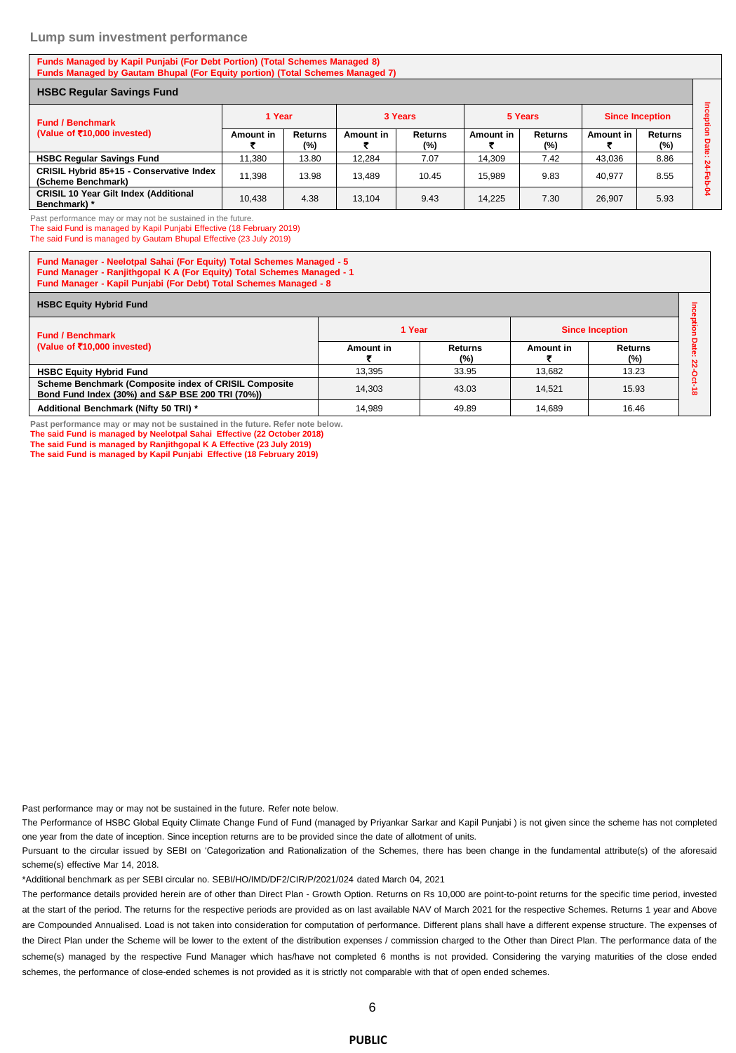## Lump sum investment performance

**Funds Managed by Kapil Punjabi (For Debt Portion) (Total Schemes Managed 8)**
**Funds Managed by Gautam Bhupal (For Equity portion) (Total Schemes Managed 7)**

**HSBC Regular Savings Fund**

| Fund / Benchmark (Value of ₹10,000 invested) | 1 Year | | 3 Years | | 5 Years | | Since Inception | | Inception Date: 24-Feb-04 |
|---|---|---|---|---|---|---|---|---|---|
| | Amount in ₹ | Returns (%) | Amount in ₹ | Returns (%) | Amount in ₹ | Returns (%) | Amount in ₹ | Returns (%) | |
| HSBC Regular Savings Fund | 11,380 | 13.80 | 12,284 | 7.07 | 14,309 | 7.42 | 43,036 | 8.86 | |
| CRISIL Hybrid 85+15 - Conservative Index (Scheme Benchmark) | 11,398 | 13.98 | 13,489 | 10.45 | 15,989 | 9.83 | 40,977 | 8.55 | |
| CRISIL 10 Year Gilt Index (Additional Benchmark) * | 10,438 | 4.38 | 13,104 | 9.43 | 14,225 | 7.30 | 26,907 | 5.93 | |

Past performance may or may not be sustained in the future.
The said Fund is managed by Kapil Punjabi Effective (18 February 2019)
The said Fund is managed by Gautam Bhupal Effective (23 July 2019)

**Fund Manager - Neelotpal Sahai (For Equity) Total Schemes Managed - 5**
**Fund Manager - Ranjithgopal K A (For Equity) Total Schemes Managed - 1**
**Fund Manager - Kapil Punjabi (For Debt) Total Schemes Managed - 8**

**HSBC Equity Hybrid Fund**

| Fund / Benchmark (Value of ₹10,000 invested) | 1 Year | | Since Inception | | Inception Date: 22-Oct-18 |
|---|---|---|---|---|---|
| | Amount in ₹ | Returns (%) | Amount in ₹ | Returns (%) | |
| HSBC Equity Hybrid Fund | 13,395 | 33.95 | 13,682 | 13.23 | |
| Scheme Benchmark (Composite index of CRISIL Composite Bond Fund Index (30%) and S&P BSE 200 TRI (70%)) | 14,303 | 43.03 | 14,521 | 15.93 | |
| Additional Benchmark (Nifty 50 TRI) * | 14,989 | 49.89 | 14,689 | 16.46 | |

**Past performance may or may not be sustained in the future. Refer note below.**
**The said Fund is managed by Neelotpal Sahai Effective (22 October 2018)**
**The said Fund is managed by Ranjithgopal K A Effective (23 July 2019)**
**The said Fund is managed by Kapil Punjabi Effective (18 February 2019)**

Past performance may or may not be sustained in the future. Refer note below.

The Performance of HSBC Global Equity Climate Change Fund of Fund (managed by Priyankar Sarkar and Kapil Punjabi ) is not given since the scheme has not completed one year from the date of inception. Since inception returns are to be provided since the date of allotment of units.

Pursuant to the circular issued by SEBI on 'Categorization and Rationalization of the Schemes, there has been change in the fundamental attribute(s) of the aforesaid scheme(s) effective Mar 14, 2018.

*Additional benchmark as per SEBI circular no. SEBI/HO/IMD/DF2/CIR/P/2021/024 dated March 04, 2021

The performance details provided herein are of other than Direct Plan - Growth Option. Returns on Rs 10,000 are point-to-point returns for the specific time period, invested at the start of the period. The returns for the respective periods are provided as on last available NAV of March 2021 for the respective Schemes. Returns 1 year and Above are Compounded Annualised. Load is not taken into consideration for computation of performance. Different plans shall have a different expense structure. The expenses of the Direct Plan under the Scheme will be lower to the extent of the distribution expenses / commission charged to the Other than Direct Plan. The performance data of the scheme(s) managed by the respective Fund Manager which has/have not completed 6 months is not provided. Considering the varying maturities of the close ended schemes, the performance of close-ended schemes is not provided as it is strictly not comparable with that of open ended schemes.

**PUBLIC**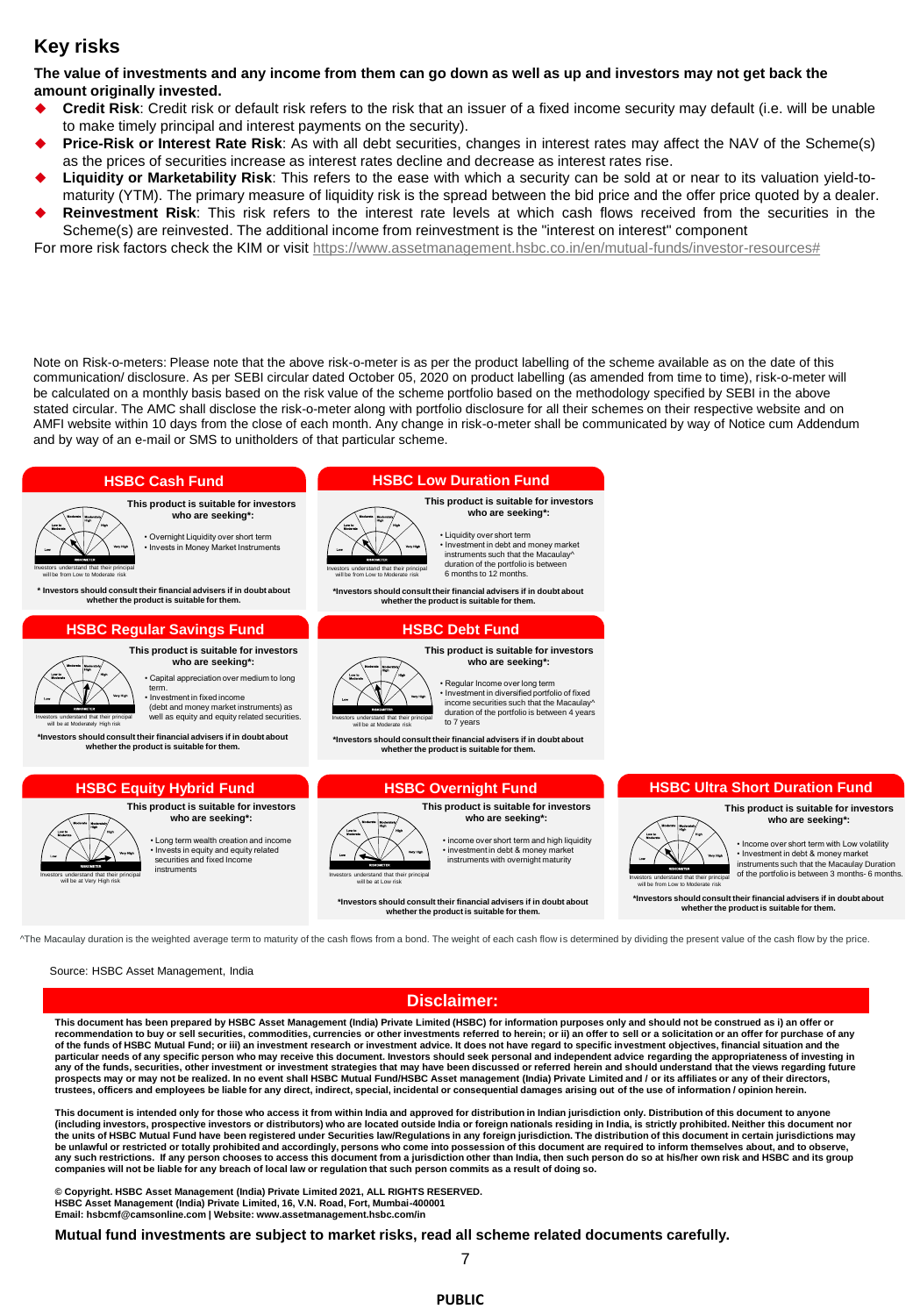## Key risks

**The value of investments and any income from them can go down as well as up and investors may not get back the amount originally invested.**

- **Credit Risk**: Credit risk or default risk refers to the risk that an issuer of a fixed income security may default (i.e. will be unable to make timely principal and interest payments on the security).
- **Price-Risk or Interest Rate Risk**: As with all debt securities, changes in interest rates may affect the NAV of the Scheme(s) as the prices of securities increase as interest rates decline and decrease as interest rates rise.
- **Liquidity or Marketability Risk**: This refers to the ease with which a security can be sold at or near to its valuation yield-to-maturity (YTM). The primary measure of liquidity risk is the spread between the bid price and the offer price quoted by a dealer.
- **Reinvestment Risk**: This risk refers to the interest rate levels at which cash flows received from the securities in the Scheme(s) are reinvested. The additional income from reinvestment is the "interest on interest" component

For more risk factors check the KIM or visit https://www.assetmanagement.hsbc.co.in/en/mutual-funds/investor-resources#

Note on Risk-o-meters: Please note that the above risk-o-meter is as per the product labelling of the scheme available as on the date of this communication/ disclosure. As per SEBI circular dated October 05, 2020 on product labelling (as amended from time to time), risk-o-meter will be calculated on a monthly basis based on the risk value of the scheme portfolio based on the methodology specified by SEBI in the above stated circular. The AMC shall disclose the risk-o-meter along with portfolio disclosure for all their schemes on their respective website and on AMFI website within 10 days from the close of each month. Any change in risk-o-meter shall be communicated by way of Notice cum Addendum and by way of an e-mail or SMS to unitholders of that particular scheme.

### HSBC Cash Fund

**This product is suitable for investors who are seeking\*:**

- Overnight Liquidity over short term
- Invests in Money Market Instruments

Investors understand that their principal will be from Low to Moderate risk

**\* Investors should consult their financial advisers if in doubt about whether the product is suitable for them.**

### HSBC Low Duration Fund

**This product is suitable for investors who are seeking\*:**

- Liquidity over short term
- Investment in debt and money market instruments such that the Macaulay^ duration of the portfolio is between 6 months to 12 months.

Investors understand that their principal will be from Low to Moderate risk

**\*Investors should consult their financial advisers if in doubt about whether the product is suitable for them.**

### HSBC Regular Savings Fund

**This product is suitable for investors who are seeking\*:**

- Capital appreciation over medium to long term.
- Investment in fixed income (debt and money market instruments) as well as equity and equity related securities.

Investors understand that their principal will be at Moderately High risk

**\*Investors should consult their financial advisers if in doubt about whether the product is suitable for them.**

### HSBC Debt Fund

**This product is suitable for investors who are seeking\*:**

- Regular Income over long term
- Investment in diversified portfolio of fixed income securities such that the Macaulay^ duration of the portfolio is between 4 years to 7 years

Investors understand that their principal will be at Moderate risk

**\*Investors should consult their financial advisers if in doubt about whether the product is suitable for them.**

### HSBC Equity Hybrid Fund

**This product is suitable for investors who are seeking\*:**

- Long term wealth creation and income
- Invests in equity and equity related securities and fixed Income instruments

Investors understand that their principal will be at Very High risk

### HSBC Overnight Fund

**This product is suitable for investors who are seeking\*:**

- income over short term and high liquidity
- investment in debt & money market instruments with overnight maturity

Investors understand that their principal will be at Low risk

**\*Investors should consult their financial advisers if in doubt about whether the product is suitable for them.**

### HSBC Ultra Short Duration Fund

**This product is suitable for investors who are seeking\*:**

- Income over short term with Low volatility
- Investment in debt & money market instruments such that the Macaulay Duration of the portfolio is between 3 months- 6 months.

Investors understand that their principal will be from Low to Moderate risk

**\*Investors should consult their financial advisers if in doubt about whether the product is suitable for them.**

^The Macaulay duration is the weighted average term to maturity of the cash flows from a bond. The weight of each cash flow is determined by dividing the present value of the cash flow by the price.

Source: HSBC Asset Management, India

## Disclaimer:

**This document has been prepared by HSBC Asset Management (India) Private Limited (HSBC) for information purposes only and should not be construed as i) an offer or recommendation to buy or sell securities, commodities, currencies or other investments referred to herein; or ii) an offer to sell or a solicitation or an offer for purchase of any of the funds of HSBC Mutual Fund; or iii) an investment research or investment advice. It does not have regard to specific investment objectives, financial situation and the particular needs of any specific person who may receive this document. Investors should seek personal and independent advice regarding the appropriateness of investing in any of the funds, securities, other investment or investment strategies that may have been discussed or referred herein and should understand that the views regarding future prospects may or may not be realized. In no event shall HSBC Mutual Fund/HSBC Asset management (India) Private Limited and / or its affiliates or any of their directors, trustees, officers and employees be liable for any direct, indirect, special, incidental or consequential damages arising out of the use of information / opinion herein.**

**This document is intended only for those who access it from within India and approved for distribution in Indian jurisdiction only. Distribution of this document to anyone (including investors, prospective investors or distributors) who are located outside India or foreign nationals residing in India, is strictly prohibited. Neither this document nor the units of HSBC Mutual Fund have been registered under Securities law/Regulations in any foreign jurisdiction. The distribution of this document in certain jurisdictions may be unlawful or restricted or totally prohibited and accordingly, persons who come into possession of this document are required to inform themselves about, and to observe, any such restrictions. If any person chooses to access this document from a jurisdiction other than India, then such person do so at his/her own risk and HSBC and its group companies will not be liable for any breach of local law or regulation that such person commits as a result of doing so.**

**© Copyright. HSBC Asset Management (India) Private Limited 2021, ALL RIGHTS RESERVED.**
**HSBC Asset Management (India) Private Limited, 16, V.N. Road, Fort, Mumbai-400001**
**Email: hsbcmf@camsonline.com | Website: www.assetmanagement.hsbc.com/in**

**Mutual fund investments are subject to market risks, read all scheme related documents carefully.**

**PUBLIC**